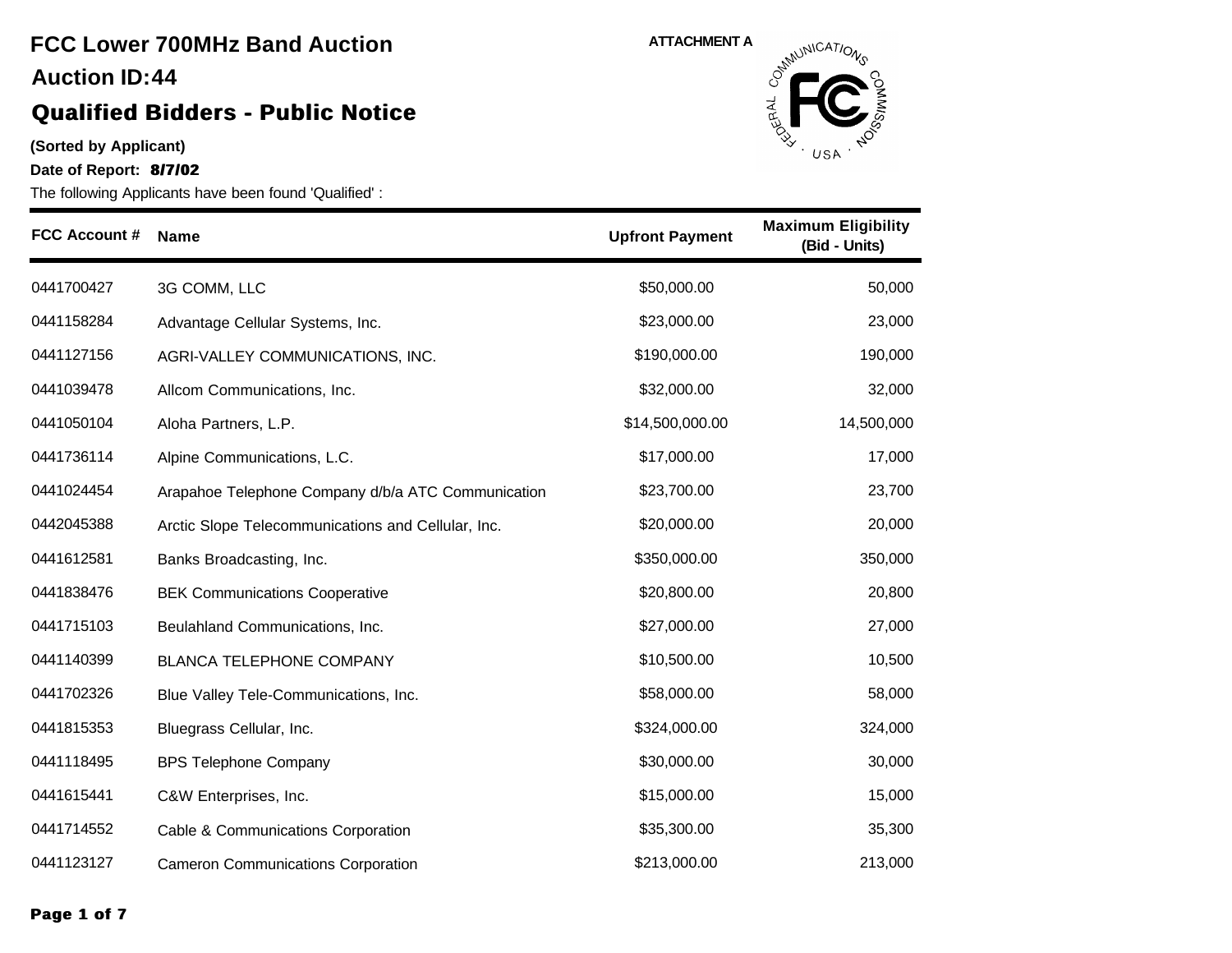# FCC Lower 700MHz Band Auction

## Auction ID:44

## Qualified Bidders - Public Notice

ATTACHMENT A

**(Sorted by Applicant)**

**Date of Report: 8/7/02**

The following Applicants have been found 'Qualified' :

| FCC Account # | Name | Upfront Payment | Maximum Eligibility (Bid - Units) |
|---|---|---|---|
| 0441700427 | 3G COMM, LLC | $50,000.00 | 50,000 |
| 0441158284 | Advantage Cellular Systems, Inc. | $23,000.00 | 23,000 |
| 0441127156 | AGRI-VALLEY COMMUNICATIONS, INC. | $190,000.00 | 190,000 |
| 0441039478 | Allcom Communications, Inc. | $32,000.00 | 32,000 |
| 0441050104 | Aloha Partners, L.P. | $14,500,000.00 | 14,500,000 |
| 0441736114 | Alpine Communications, L.C. | $17,000.00 | 17,000 |
| 0441024454 | Arapahoe Telephone Company d/b/a ATC Communication | $23,700.00 | 23,700 |
| 0442045388 | Arctic Slope Telecommunications and Cellular, Inc. | $20,000.00 | 20,000 |
| 0441612581 | Banks Broadcasting, Inc. | $350,000.00 | 350,000 |
| 0441838476 | BEK Communications Cooperative | $20,800.00 | 20,800 |
| 0441715103 | Beulahland Communications, Inc. | $27,000.00 | 27,000 |
| 0441140399 | BLANCA TELEPHONE COMPANY | $10,500.00 | 10,500 |
| 0441702326 | Blue Valley Tele-Communications, Inc. | $58,000.00 | 58,000 |
| 0441815353 | Bluegrass Cellular, Inc. | $324,000.00 | 324,000 |
| 0441118495 | BPS Telephone Company | $30,000.00 | 30,000 |
| 0441615441 | C&W Enterprises, Inc. | $15,000.00 | 15,000 |
| 0441714552 | Cable & Communications Corporation | $35,300.00 | 35,300 |
| 0441123127 | Cameron Communications Corporation | $213,000.00 | 213,000 |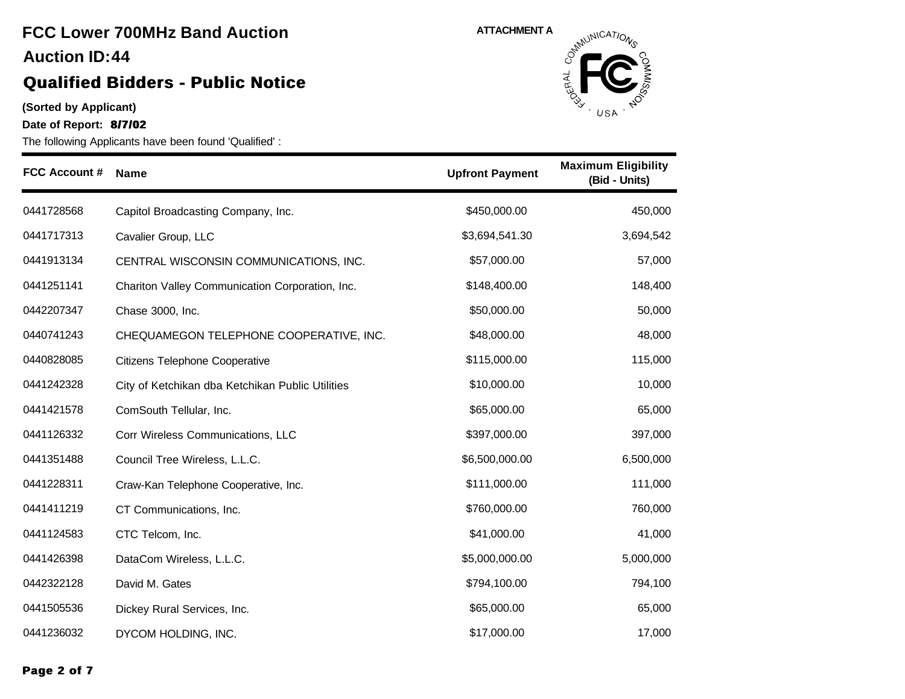# FCC Lower 700MHz Band Auction

## Auction ID:44

## Qualified Bidders - Public Notice

ATTACHMENT A

**(Sorted by Applicant)**

**Date of Report: 8/7/02**

The following Applicants have been found 'Qualified' :

| FCC Account # | Name | Upfront Payment | Maximum Eligibility (Bid - Units) |
|---|---|---|---|
| 0441728568 | Capitol Broadcasting Company, Inc. | $450,000.00 | 450,000 |
| 0441717313 | Cavalier Group, LLC | $3,694,541.30 | 3,694,542 |
| 0441913134 | CENTRAL WISCONSIN COMMUNICATIONS, INC. | $57,000.00 | 57,000 |
| 0441251141 | Chariton Valley Communication Corporation, Inc. | $148,400.00 | 148,400 |
| 0442207347 | Chase 3000, Inc. | $50,000.00 | 50,000 |
| 0440741243 | CHEQUAMEGON TELEPHONE COOPERATIVE, INC. | $48,000.00 | 48,000 |
| 0440828085 | Citizens Telephone Cooperative | $115,000.00 | 115,000 |
| 0441242328 | City of Ketchikan dba Ketchikan Public Utilities | $10,000.00 | 10,000 |
| 0441421578 | ComSouth Tellular, Inc. | $65,000.00 | 65,000 |
| 0441126332 | Corr Wireless Communications, LLC | $397,000.00 | 397,000 |
| 0441351488 | Council Tree Wireless, L.L.C. | $6,500,000.00 | 6,500,000 |
| 0441228311 | Craw-Kan Telephone Cooperative, Inc. | $111,000.00 | 111,000 |
| 0441411219 | CT Communications, Inc. | $760,000.00 | 760,000 |
| 0441124583 | CTC Telcom, Inc. | $41,000.00 | 41,000 |
| 0441426398 | DataCom Wireless, L.L.C. | $5,000,000.00 | 5,000,000 |
| 0442322128 | David M. Gates | $794,100.00 | 794,100 |
| 0441505536 | Dickey Rural Services, Inc. | $65,000.00 | 65,000 |
| 0441236032 | DYCOM HOLDING, INC. | $17,000.00 | 17,000 |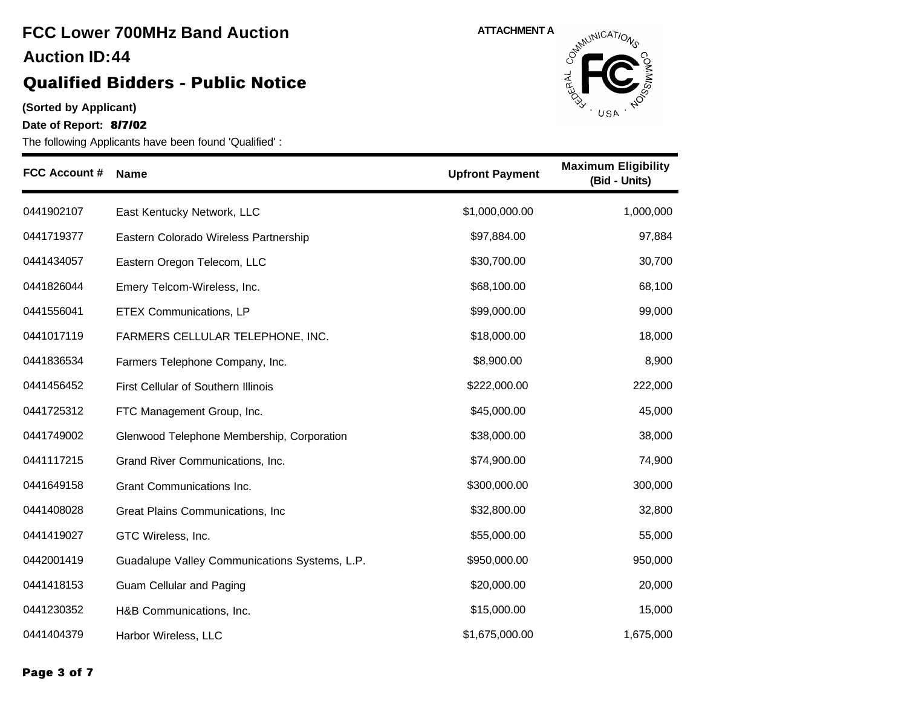# FCC Lower 700MHz Band Auction

## Auction ID:44

## Qualified Bidders - Public Notice

ATTACHMENT A

**(Sorted by Applicant)**

**Date of Report: 8/7/02**

The following Applicants have been found 'Qualified' :

| FCC Account # | Name | Upfront Payment | Maximum Eligibility (Bid - Units) |
|---|---|---|---|
| 0441902107 | East Kentucky Network, LLC | $1,000,000.00 | 1,000,000 |
| 0441719377 | Eastern Colorado Wireless Partnership | $97,884.00 | 97,884 |
| 0441434057 | Eastern Oregon Telecom, LLC | $30,700.00 | 30,700 |
| 0441826044 | Emery Telcom-Wireless, Inc. | $68,100.00 | 68,100 |
| 0441556041 | ETEX Communications, LP | $99,000.00 | 99,000 |
| 0441017119 | FARMERS CELLULAR TELEPHONE, INC. | $18,000.00 | 18,000 |
| 0441836534 | Farmers Telephone Company, Inc. | $8,900.00 | 8,900 |
| 0441456452 | First Cellular of Southern Illinois | $222,000.00 | 222,000 |
| 0441725312 | FTC Management Group, Inc. | $45,000.00 | 45,000 |
| 0441749002 | Glenwood Telephone Membership, Corporation | $38,000.00 | 38,000 |
| 0441117215 | Grand River Communications, Inc. | $74,900.00 | 74,900 |
| 0441649158 | Grant Communications Inc. | $300,000.00 | 300,000 |
| 0441408028 | Great Plains Communications, Inc | $32,800.00 | 32,800 |
| 0441419027 | GTC Wireless, Inc. | $55,000.00 | 55,000 |
| 0442001419 | Guadalupe Valley Communications Systems, L.P. | $950,000.00 | 950,000 |
| 0441418153 | Guam Cellular and Paging | $20,000.00 | 20,000 |
| 0441230352 | H&B Communications, Inc. | $15,000.00 | 15,000 |
| 0441404379 | Harbor Wireless, LLC | $1,675,000.00 | 1,675,000 |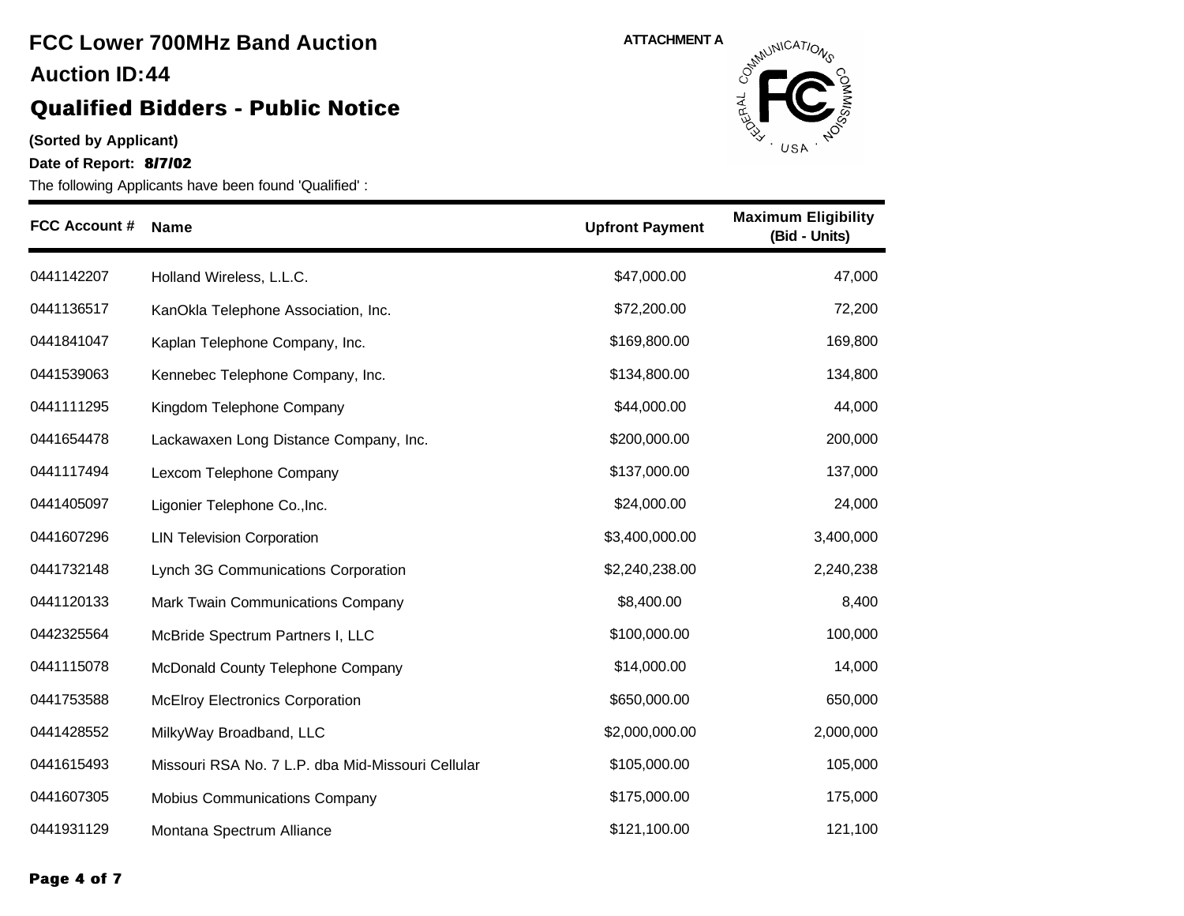# FCC Lower 700MHz Band Auction

## Auction ID:44

## Qualified Bidders - Public Notice

ATTACHMENT A

**(Sorted by Applicant)**

**Date of Report: 8/7/02**

The following Applicants have been found 'Qualified' :

| FCC Account # | Name | Upfront Payment | Maximum Eligibility (Bid - Units) |
|---|---|---|---|
| 0441142207 | Holland Wireless, L.L.C. | $47,000.00 | 47,000 |
| 0441136517 | KanOkla Telephone Association, Inc. | $72,200.00 | 72,200 |
| 0441841047 | Kaplan Telephone Company, Inc. | $169,800.00 | 169,800 |
| 0441539063 | Kennebec Telephone Company, Inc. | $134,800.00 | 134,800 |
| 0441111295 | Kingdom Telephone Company | $44,000.00 | 44,000 |
| 0441654478 | Lackawaxen Long Distance Company, Inc. | $200,000.00 | 200,000 |
| 0441117494 | Lexcom Telephone Company | $137,000.00 | 137,000 |
| 0441405097 | Ligonier Telephone Co.,Inc. | $24,000.00 | 24,000 |
| 0441607296 | LIN Television Corporation | $3,400,000.00 | 3,400,000 |
| 0441732148 | Lynch 3G Communications Corporation | $2,240,238.00 | 2,240,238 |
| 0441120133 | Mark Twain Communications Company | $8,400.00 | 8,400 |
| 0442325564 | McBride Spectrum Partners I, LLC | $100,000.00 | 100,000 |
| 0441115078 | McDonald County Telephone Company | $14,000.00 | 14,000 |
| 0441753588 | McElroy Electronics Corporation | $650,000.00 | 650,000 |
| 0441428552 | MilkyWay Broadband, LLC | $2,000,000.00 | 2,000,000 |
| 0441615493 | Missouri RSA No. 7 L.P. dba Mid-Missouri Cellular | $105,000.00 | 105,000 |
| 0441607305 | Mobius Communications Company | $175,000.00 | 175,000 |
| 0441931129 | Montana Spectrum Alliance | $121,100.00 | 121,100 |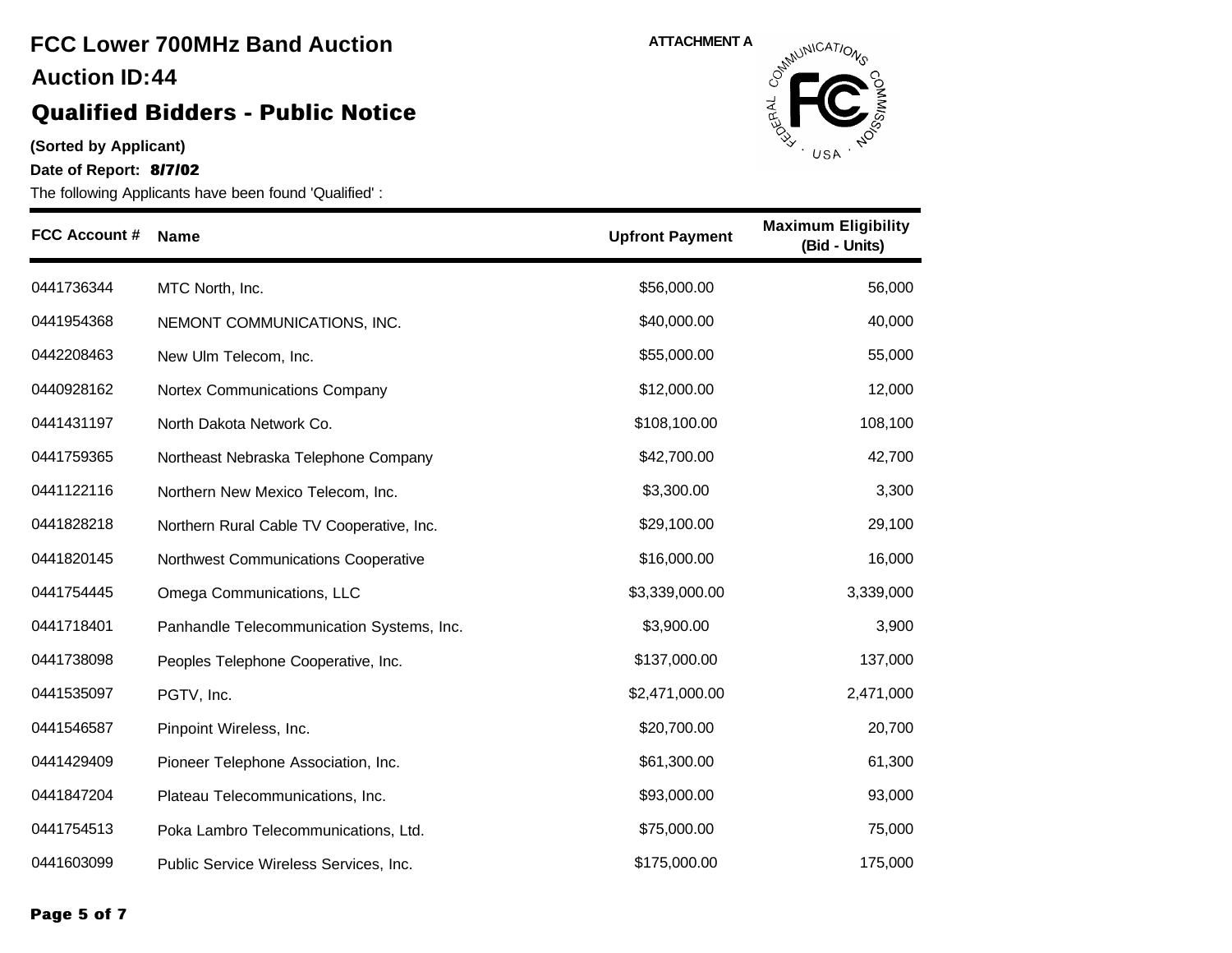# FCC Lower 700MHz Band Auction

## Auction ID:44

## Qualified Bidders - Public Notice

ATTACHMENT A

**(Sorted by Applicant)**

**Date of Report: 8/7/02**

The following Applicants have been found 'Qualified' :

| FCC Account # | Name | Upfront Payment | Maximum Eligibility (Bid - Units) |
|---|---|---|---|
| 0441736344 | MTC North, Inc. | $56,000.00 | 56,000 |
| 0441954368 | NEMONT COMMUNICATIONS, INC. | $40,000.00 | 40,000 |
| 0442208463 | New Ulm Telecom, Inc. | $55,000.00 | 55,000 |
| 0440928162 | Nortex Communications Company | $12,000.00 | 12,000 |
| 0441431197 | North Dakota Network Co. | $108,100.00 | 108,100 |
| 0441759365 | Northeast Nebraska Telephone Company | $42,700.00 | 42,700 |
| 0441122116 | Northern New Mexico Telecom, Inc. | $3,300.00 | 3,300 |
| 0441828218 | Northern Rural Cable TV Cooperative, Inc. | $29,100.00 | 29,100 |
| 0441820145 | Northwest Communications Cooperative | $16,000.00 | 16,000 |
| 0441754445 | Omega Communications, LLC | $3,339,000.00 | 3,339,000 |
| 0441718401 | Panhandle Telecommunication Systems, Inc. | $3,900.00 | 3,900 |
| 0441738098 | Peoples Telephone Cooperative, Inc. | $137,000.00 | 137,000 |
| 0441535097 | PGTV, Inc. | $2,471,000.00 | 2,471,000 |
| 0441546587 | Pinpoint Wireless, Inc. | $20,700.00 | 20,700 |
| 0441429409 | Pioneer Telephone Association, Inc. | $61,300.00 | 61,300 |
| 0441847204 | Plateau Telecommunications, Inc. | $93,000.00 | 93,000 |
| 0441754513 | Poka Lambro Telecommunications, Ltd. | $75,000.00 | 75,000 |
| 0441603099 | Public Service Wireless Services, Inc. | $175,000.00 | 175,000 |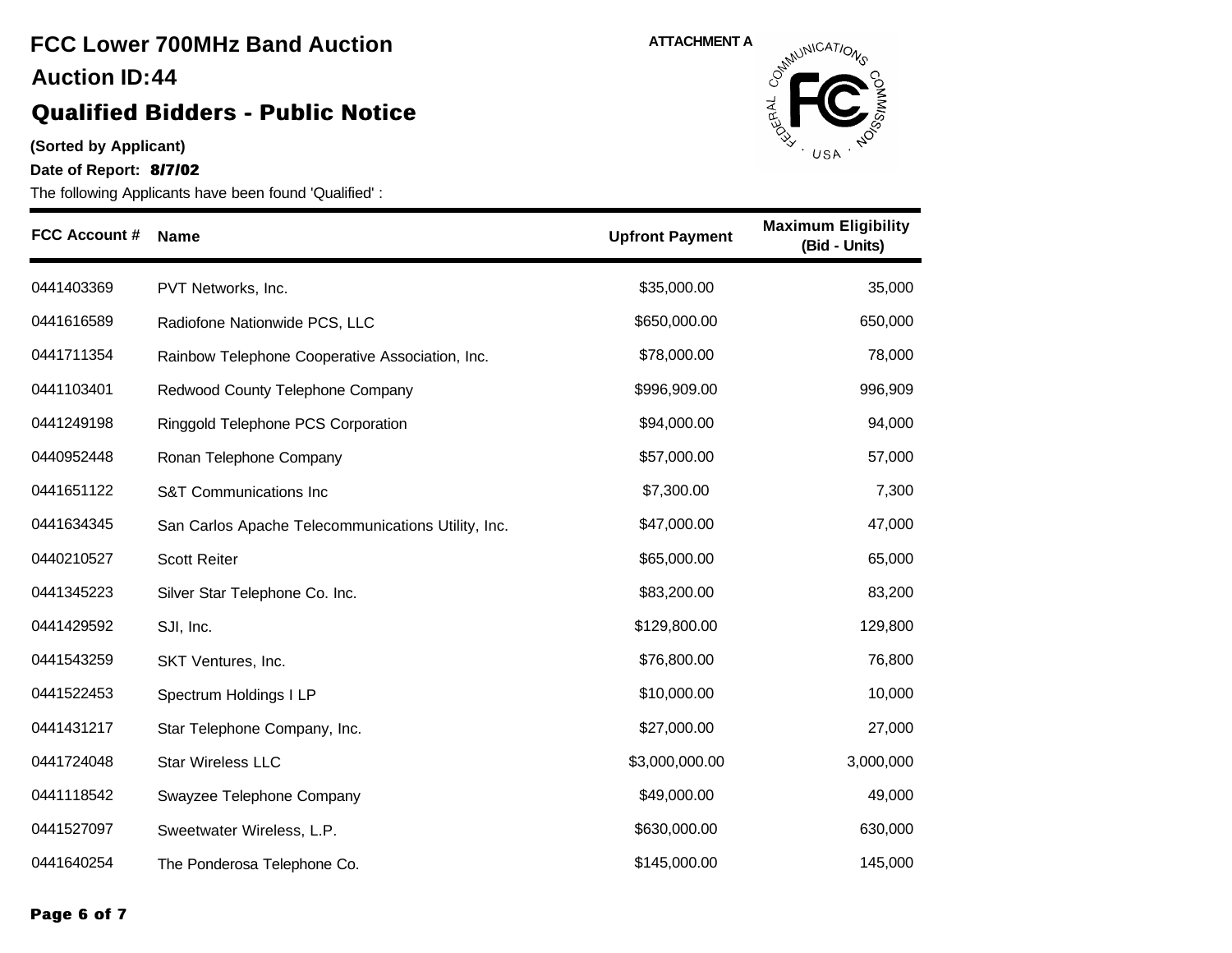# FCC Lower 700MHz Band Auction

## Auction ID:44

## Qualified Bidders - Public Notice

ATTACHMENT A

**(Sorted by Applicant)**

**Date of Report: 8/7/02**

The following Applicants have been found 'Qualified' :

| FCC Account # | Name | Upfront Payment | Maximum Eligibility (Bid - Units) |
|---|---|---|---|
| 0441403369 | PVT Networks, Inc. | $35,000.00 | 35,000 |
| 0441616589 | Radiofone Nationwide PCS, LLC | $650,000.00 | 650,000 |
| 0441711354 | Rainbow Telephone Cooperative Association, Inc. | $78,000.00 | 78,000 |
| 0441103401 | Redwood County Telephone Company | $996,909.00 | 996,909 |
| 0441249198 | Ringgold Telephone PCS Corporation | $94,000.00 | 94,000 |
| 0440952448 | Ronan Telephone Company | $57,000.00 | 57,000 |
| 0441651122 | S&T Communications Inc | $7,300.00 | 7,300 |
| 0441634345 | San Carlos Apache Telecommunications Utility, Inc. | $47,000.00 | 47,000 |
| 0440210527 | Scott Reiter | $65,000.00 | 65,000 |
| 0441345223 | Silver Star Telephone Co. Inc. | $83,200.00 | 83,200 |
| 0441429592 | SJI, Inc. | $129,800.00 | 129,800 |
| 0441543259 | SKT Ventures, Inc. | $76,800.00 | 76,800 |
| 0441522453 | Spectrum Holdings I LP | $10,000.00 | 10,000 |
| 0441431217 | Star Telephone Company, Inc. | $27,000.00 | 27,000 |
| 0441724048 | Star Wireless LLC | $3,000,000.00 | 3,000,000 |
| 0441118542 | Swayzee Telephone Company | $49,000.00 | 49,000 |
| 0441527097 | Sweetwater Wireless, L.P. | $630,000.00 | 630,000 |
| 0441640254 | The Ponderosa Telephone Co. | $145,000.00 | 145,000 |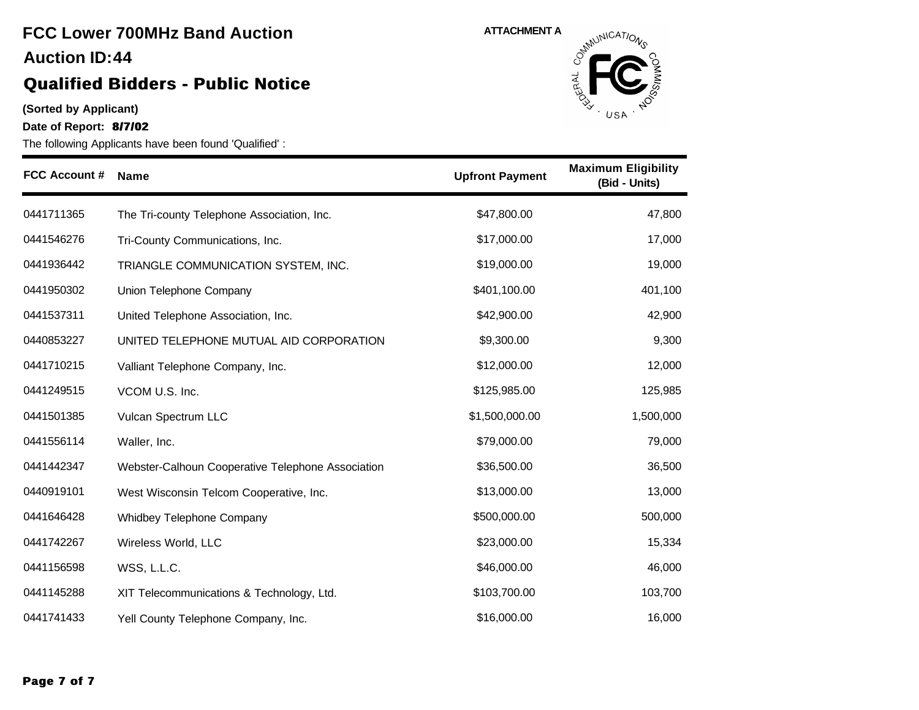# FCC Lower 700MHz Band Auction

ATTACHMENT A

## Auction ID:44

## Qualified Bidders - Public Notice

**(Sorted by Applicant)**

**Date of Report: 8/7/02**

The following Applicants have been found 'Qualified' :

| FCC Account # | Name | Upfront Payment | Maximum Eligibility (Bid - Units) |
|---|---|---|---|
| 0441711365 | The Tri-county Telephone Association, Inc. | $47,800.00 | 47,800 |
| 0441546276 | Tri-County Communications, Inc. | $17,000.00 | 17,000 |
| 0441936442 | TRIANGLE COMMUNICATION SYSTEM, INC. | $19,000.00 | 19,000 |
| 0441950302 | Union Telephone Company | $401,100.00 | 401,100 |
| 0441537311 | United Telephone Association, Inc. | $42,900.00 | 42,900 |
| 0440853227 | UNITED TELEPHONE MUTUAL AID CORPORATION | $9,300.00 | 9,300 |
| 0441710215 | Valliant Telephone Company, Inc. | $12,000.00 | 12,000 |
| 0441249515 | VCOM U.S. Inc. | $125,985.00 | 125,985 |
| 0441501385 | Vulcan Spectrum LLC | $1,500,000.00 | 1,500,000 |
| 0441556114 | Waller, Inc. | $79,000.00 | 79,000 |
| 0441442347 | Webster-Calhoun Cooperative Telephone Association | $36,500.00 | 36,500 |
| 0440919101 | West Wisconsin Telcom Cooperative, Inc. | $13,000.00 | 13,000 |
| 0441646428 | Whidbey Telephone Company | $500,000.00 | 500,000 |
| 0441742267 | Wireless World, LLC | $23,000.00 | 15,334 |
| 0441156598 | WSS, L.L.C. | $46,000.00 | 46,000 |
| 0441145288 | XIT Telecommunications & Technology, Ltd. | $103,700.00 | 103,700 |
| 0441741433 | Yell County Telephone Company, Inc. | $16,000.00 | 16,000 |